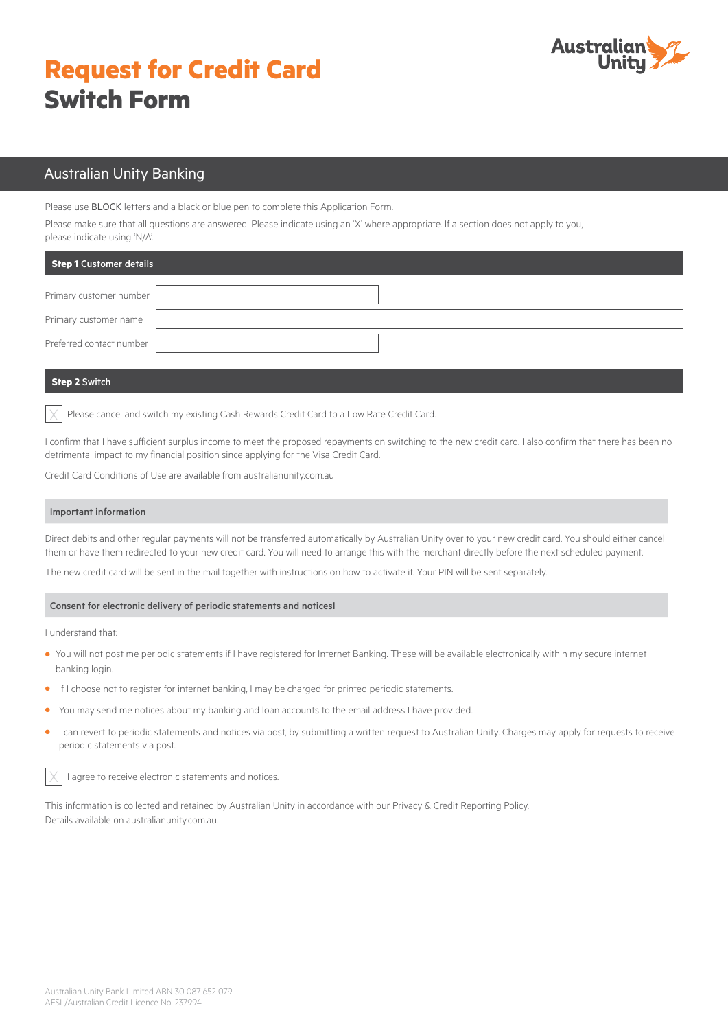# Request for Credit Card Switch Form

## Australian Unity Banking

Please use BLOCK letters and a black or blue pen to complete this Application Form.

Please make sure that all questions are answered. Please indicate using an 'X' where appropriate. If a section does not apply to you, please indicate using 'N/A'.

### Step 1 Customer details

Primary customer number

Primary customer name

Preferred contact number

### Step 2 Switch

☐ Please cancel and switch my existing Cash Rewards Credit Card to a Low Rate Credit Card.

I confirm that I have sufficient surplus income to meet the proposed repayments on switching to the new credit card. I also confirm that there has been no detrimental impact to my financial position since applying for the Visa Credit Card.

Credit Card Conditions of Use are available from australianunity.com.au

#### Important information

Direct debits and other regular payments will not be transferred automatically by Australian Unity over to your new credit card. You should either cancel them or have them redirected to your new credit card. You will need to arrange this with the merchant directly before the next scheduled payment.

The new credit card will be sent in the mail together with instructions on how to activate it. Your PIN will be sent separately.

#### Consent for electronic delivery of periodic statements and noticesl

I understand that:

- You will not post me periodic statements if I have registered for Internet Banking. These will be available electronically within my secure internet banking login.
- If I choose not to register for internet banking, I may be charged for printed periodic statements.
- You may send me notices about my banking and loan accounts to the email address I have provided.
- I can revert to periodic statements and notices via post, by submitting a written request to Australian Unity. Charges may apply for requests to receive periodic statements via post.

☐ I agree to receive electronic statements and notices.

This information is collected and retained by Australian Unity in accordance with our Privacy & Credit Reporting Policy.
Details available on australianunity.com.au.

Australian Unity Bank Limited ABN 30 087 652 079
AFSL/Australian Credit Licence No. 237994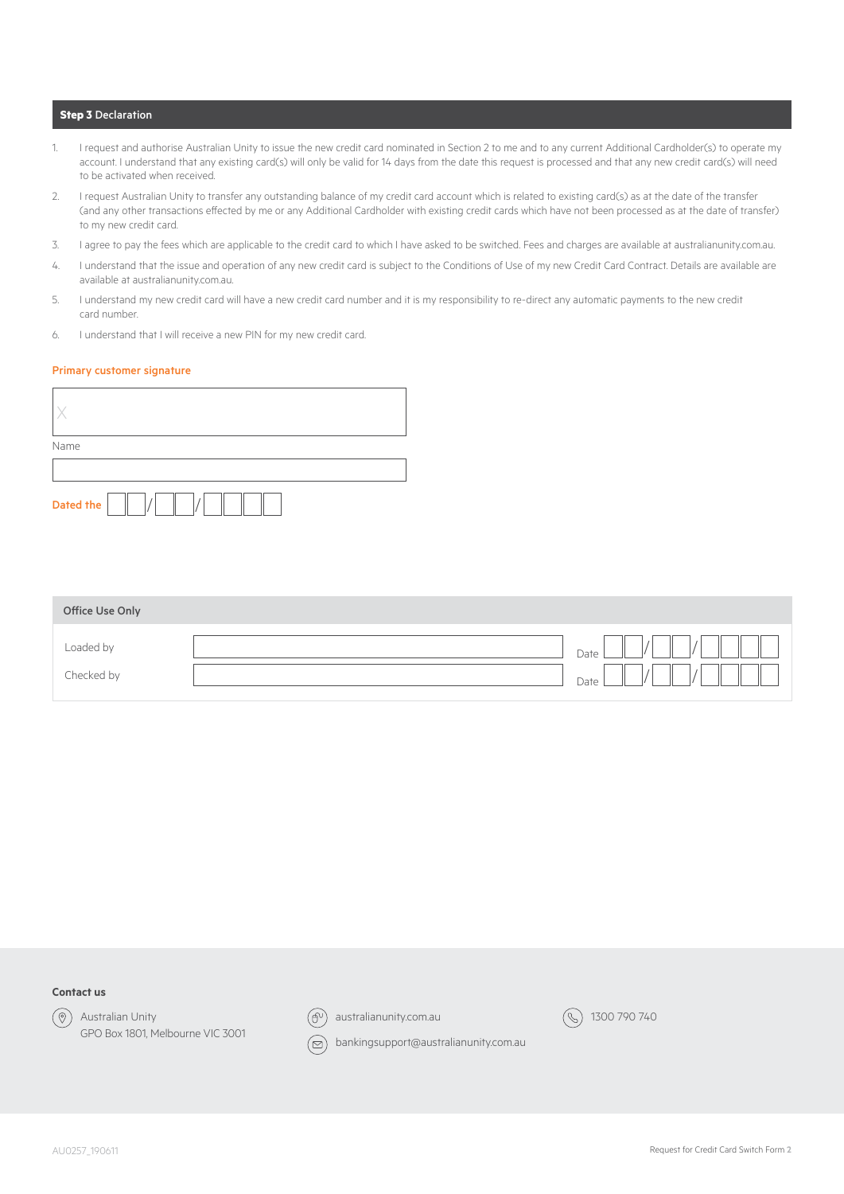## **Step 3** Declaration

1. I request and authorise Australian Unity to issue the new credit card nominated in Section 2 to me and to any current Additional Cardholder(s) to operate my account. I understand that any existing card(s) will only be valid for 14 days from the date this request is processed and that any new credit card(s) will need to be activated when received.
2. I request Australian Unity to transfer any outstanding balance of my credit card account which is related to existing card(s) as at the date of the transfer (and any other transactions effected by me or any Additional Cardholder with existing credit cards which have not been processed as at the date of transfer) to my new credit card.
3. I agree to pay the fees which are applicable to the credit card to which I have asked to be switched. Fees and charges are available at australianunity.com.au.
4. I understand that the issue and operation of any new credit card is subject to the Conditions of Use of my new Credit Card Contract. Details are available are available at australianunity.com.au.
5. I understand my new credit card will have a new credit card number and it is my responsibility to re-direct any automatic payments to the new credit card number.
6. I understand that I will receive a new PIN for my new credit card.

**Primary customer signature**

X

Name

Dated the __ __ / __ __ / __ __ __ __

### Office Use Only

| | | |
|---|---|---|
| Loaded by | | Date __ __ / __ __ / __ __ __ __ |
| Checked by | | Date __ __ / __ __ / __ __ __ __ |

**Contact us**

Australian Unity
GPO Box 1801, Melbourne VIC 3001

australianunity.com.au

bankingsupport@australianunity.com.au

1300 790 740

AU0257_190611